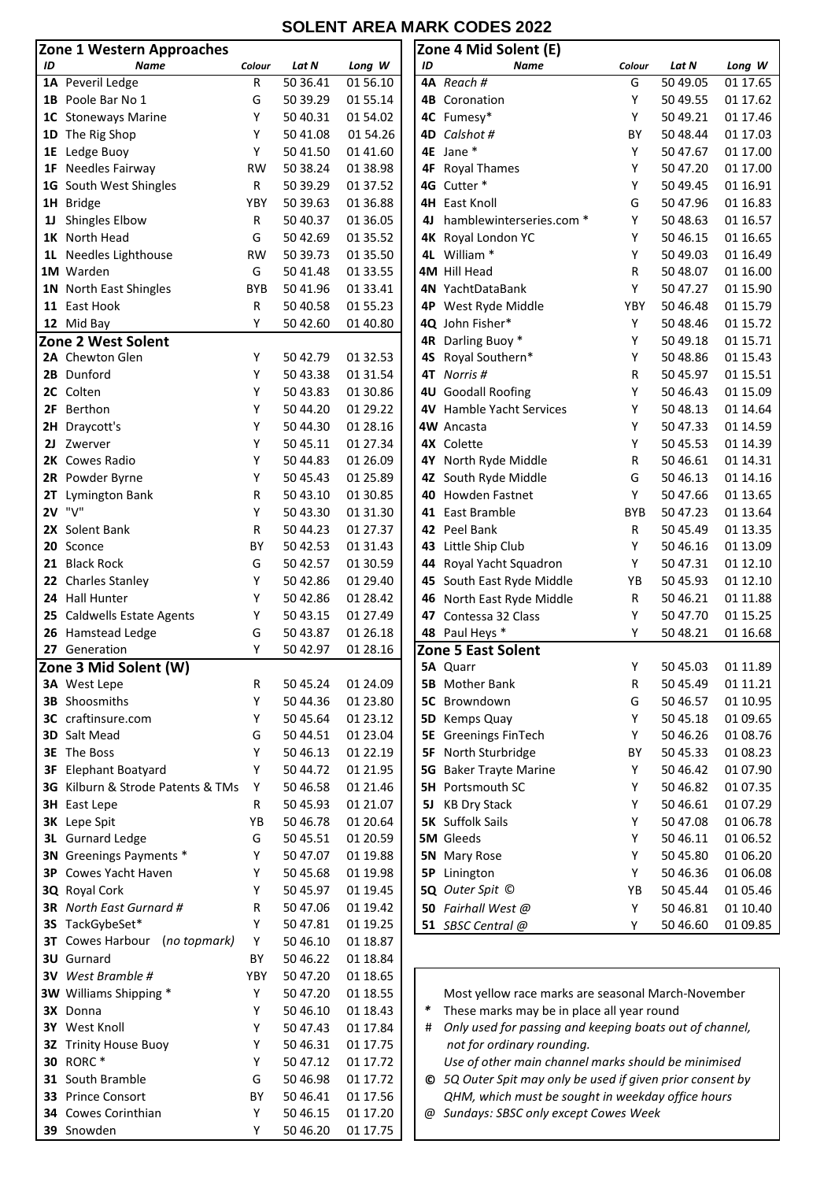# SOLENT AREA MARK CODES 2022

## Zone 1 Western Approaches

| ID | Name | Colour | Lat N | Long W |
|---|---|---|---|---|
| 1A | Peveril Ledge | R | 50 36.41 | 01 56.10 |
| 1B | Poole Bar No 1 | G | 50 39.29 | 01 55.14 |
| 1C | Stoneways Marine | Y | 50 40.31 | 01 54.02 |
| 1D | The Rig Shop | Y | 50 41.08 | 01 54.26 |
| 1E | Ledge Buoy | Y | 50 41.50 | 01 41.60 |
| 1F | Needles Fairway | RW | 50 38.24 | 01 38.98 |
| 1G | South West Shingles | R | 50 39.29 | 01 37.52 |
| 1H | Bridge | YBY | 50 39.63 | 01 36.88 |
| 1J | Shingles Elbow | R | 50 40.37 | 01 36.05 |
| 1K | North Head | G | 50 42.69 | 01 35.52 |
| 1L | Needles Lighthouse | RW | 50 39.73 | 01 35.50 |
| 1M | Warden | G | 50 41.48 | 01 33.55 |
| 1N | North East Shingles | BYB | 50 41.96 | 01 33.41 |
| 11 | East Hook | R | 50 40.58 | 01 55.23 |
| 12 | Mid Bay | Y | 50 42.60 | 01 40.80 |

## Zone 2 West Solent

| ID | Name | Colour | Lat N | Long W |
|---|---|---|---|---|
| 2A | Chewton Glen | Y | 50 42.79 | 01 32.53 |
| 2B | Dunford | Y | 50 43.38 | 01 31.54 |
| 2C | Colten | Y | 50 43.83 | 01 30.86 |
| 2F | Berthon | Y | 50 44.20 | 01 29.22 |
| 2H | Draycott's | Y | 50 44.30 | 01 28.16 |
| 2J | Zwerver | Y | 50 45.11 | 01 27.34 |
| 2K | Cowes Radio | Y | 50 44.83 | 01 26.09 |
| 2R | Powder Byrne | Y | 50 45.43 | 01 25.89 |
| 2T | Lymington Bank | R | 50 43.10 | 01 30.85 |
| 2V | "V" | Y | 50 43.30 | 01 31.30 |
| 2X | Solent Bank | R | 50 44.23 | 01 27.37 |
| 20 | Sconce | BY | 50 42.53 | 01 31.43 |
| 21 | Black Rock | G | 50 42.57 | 01 30.59 |
| 22 | Charles Stanley | Y | 50 42.86 | 01 29.40 |
| 24 | Hall Hunter | Y | 50 42.86 | 01 28.42 |
| 25 | Caldwells Estate Agents | Y | 50 43.15 | 01 27.49 |
| 26 | Hamstead Ledge | G | 50 43.87 | 01 26.18 |
| 27 | Generation | Y | 50 42.97 | 01 28.16 |

## Zone 3 Mid Solent (W)

| ID | Name | Colour | Lat N | Long W |
|---|---|---|---|---|
| 3A | West Lepe | R | 50 45.24 | 01 24.09 |
| 3B | Shoosmiths | Y | 50 44.36 | 01 23.80 |
| 3C | craftinsure.com | Y | 50 45.64 | 01 23.12 |
| 3D | Salt Mead | G | 50 44.51 | 01 23.04 |
| 3E | The Boss | Y | 50 46.13 | 01 22.19 |
| 3F | Elephant Boatyard | Y | 50 44.72 | 01 21.95 |
| 3G | Kilburn & Strode Patents & TMs | Y | 50 46.58 | 01 21.46 |
| 3H | East Lepe | R | 50 45.93 | 01 21.07 |
| 3K | Lepe Spit | YB | 50 46.78 | 01 20.64 |
| 3L | Gurnard Ledge | G | 50 45.51 | 01 20.59 |
| 3N | Greenings Payments * | Y | 50 47.07 | 01 19.88 |
| 3P | Cowes Yacht Haven | Y | 50 45.68 | 01 19.98 |
| 3Q | Royal Cork | Y | 50 45.97 | 01 19.45 |
| 3R | *North East Gurnard #* | R | 50 47.06 | 01 19.42 |
| 3S | TackGybeSet* | Y | 50 47.81 | 01 19.25 |
| 3T | Cowes Harbour (*no topmark*) | Y | 50 46.10 | 01 18.87 |
| 3U | Gurnard | BY | 50 46.22 | 01 18.84 |
| 3V | *West Bramble #* | YBY | 50 47.20 | 01 18.65 |
| 3W | Williams Shipping * | Y | 50 47.20 | 01 18.55 |
| 3X | Donna | Y | 50 46.10 | 01 18.43 |
| 3Y | West Knoll | Y | 50 47.43 | 01 17.84 |
| 3Z | Trinity House Buoy | Y | 50 46.31 | 01 17.75 |
| 30 | RORC * | Y | 50 47.12 | 01 17.72 |
| 31 | South Bramble | G | 50 46.98 | 01 17.72 |
| 33 | Prince Consort | BY | 50 46.41 | 01 17.56 |
| 34 | Cowes Corinthian | Y | 50 46.15 | 01 17.20 |
| 39 | Snowden | Y | 50 46.20 | 01 17.75 |

## Zone 4 Mid Solent (E)

| ID | Name | Colour | Lat N | Long W |
|---|---|---|---|---|
| 4A | *Reach #* | G | 50 49.05 | 01 17.65 |
| 4B | Coronation | Y | 50 49.55 | 01 17.62 |
| 4C | Fumesy* | Y | 50 49.21 | 01 17.46 |
| 4D | *Calshot #* | BY | 50 48.44 | 01 17.03 |
| 4E | Jane * | Y | 50 47.67 | 01 17.00 |
| 4F | Royal Thames | Y | 50 47.20 | 01 17.00 |
| 4G | Cutter * | Y | 50 49.45 | 01 16.91 |
| 4H | East Knoll | G | 50 47.96 | 01 16.83 |
| 4J | hamblewinterseries.com * | Y | 50 48.63 | 01 16.57 |
| 4K | Royal London YC | Y | 50 46.15 | 01 16.65 |
| 4L | William * | Y | 50 49.03 | 01 16.49 |
| 4M | Hill Head | R | 50 48.07 | 01 16.00 |
| 4N | YachtDataBank | Y | 50 47.27 | 01 15.90 |
| 4P | West Ryde Middle | YBY | 50 46.48 | 01 15.79 |
| 4Q | John Fisher* | Y | 50 48.46 | 01 15.72 |
| 4R | Darling Buoy * | Y | 50 49.18 | 01 15.71 |
| 4S | Royal Southern* | Y | 50 48.86 | 01 15.43 |
| 4T | *Norris #* | R | 50 45.97 | 01 15.51 |
| 4U | Goodall Roofing | Y | 50 46.43 | 01 15.09 |
| 4V | Hamble Yacht Services | Y | 50 48.13 | 01 14.64 |
| 4W | Ancasta | Y | 50 47.33 | 01 14.59 |
| 4X | Colette | Y | 50 45.53 | 01 14.39 |
| 4Y | North Ryde Middle | R | 50 46.61 | 01 14.31 |
| 4Z | South Ryde Middle | G | 50 46.13 | 01 14.16 |
| 40 | Howden Fastnet | Y | 50 47.66 | 01 13.65 |
| 41 | East Bramble | BYB | 50 47.23 | 01 13.64 |
| 42 | Peel Bank | R | 50 45.49 | 01 13.35 |
| 43 | Little Ship Club | Y | 50 46.16 | 01 13.09 |
| 44 | Royal Yacht Squadron | Y | 50 47.31 | 01 12.10 |
| 45 | South East Ryde Middle | YB | 50 45.93 | 01 12.10 |
| 46 | North East Ryde Middle | R | 50 46.21 | 01 11.88 |
| 47 | Contessa 32 Class | Y | 50 47.70 | 01 15.25 |
| 48 | Paul Heys * | Y | 50 48.21 | 01 16.68 |

## Zone 5 East Solent

| ID | Name | Colour | Lat N | Long W |
|---|---|---|---|---|
| 5A | Quarr | Y | 50 45.03 | 01 11.89 |
| 5B | Mother Bank | R | 50 45.49 | 01 11.21 |
| 5C | Browndown | G | 50 46.57 | 01 10.95 |
| 5D | Kemps Quay | Y | 50 45.18 | 01 09.65 |
| 5E | Greenings FinTech | Y | 50 46.26 | 01 08.76 |
| 5F | North Sturbridge | BY | 50 45.33 | 01 08.23 |
| 5G | Baker Trayte Marine | Y | 50 46.42 | 01 07.90 |
| 5H | Portsmouth SC | Y | 50 46.82 | 01 07.35 |
| 5J | KB Dry Stack | Y | 50 46.61 | 01 07.29 |
| 5K | Suffolk Sails | Y | 50 47.08 | 01 06.78 |
| 5M | Gleeds | Y | 50 46.11 | 01 06.52 |
| 5N | Mary Rose | Y | 50 45.80 | 01 06.20 |
| 5P | Linington | Y | 50 46.36 | 01 06.08 |
| 5Q | *Outer Spit ©* | YB | 50 45.44 | 01 05.46 |
| 50 | *Fairhall West @* | Y | 50 46.81 | 01 10.40 |
| 51 | *SBSC Central @* | Y | 50 46.60 | 01 09.85 |

Most yellow race marks are seasonal March-November

\* These marks may be in place all year round

\# *Only used for passing and keeping boats out of channel, not for ordinary rounding.*

*Use of other main channel marks should be minimised*

© *5Q Outer Spit may only be used if given prior consent by QHM, which must be sought in weekday office hours*

@ *Sundays: SBSC only except Cowes Week*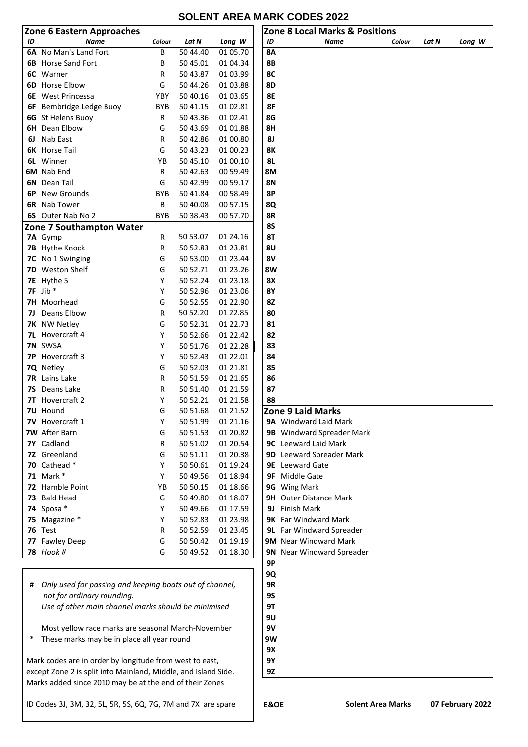# SOLENT AREA MARK CODES 2022

## Zone 6 Eastern Approaches

| ID | Name | Colour | Lat N | Long W |
|---|---|---|---|---|
| 6A | No Man's Land Fort | B | 50 44.40 | 01 05.70 |
| 6B | Horse Sand Fort | B | 50 45.01 | 01 04.34 |
| 6C | Warner | R | 50 43.87 | 01 03.99 |
| 6D | Horse Elbow | G | 50 44.26 | 01 03.88 |
| 6E | West Princessa | YBY | 50 40.16 | 01 03.65 |
| 6F | Bembridge Ledge Buoy | BYB | 50 41.15 | 01 02.81 |
| 6G | St Helens Buoy | R | 50 43.36 | 01 02.41 |
| 6H | Dean Elbow | G | 50 43.69 | 01 01.88 |
| 6J | Nab East | R | 50 42.86 | 01 00.80 |
| 6K | Horse Tail | G | 50 43.23 | 01 00.23 |
| 6L | Winner | YB | 50 45.10 | 01 00.10 |
| 6M | Nab End | R | 50 42.63 | 00 59.49 |
| 6N | Dean Tail | G | 50 42.99 | 00 59.17 |
| 6P | New Grounds | BYB | 50 41.84 | 00 58.49 |
| 6R | Nab Tower | B | 50 40.08 | 00 57.15 |
| 6S | Outer Nab No 2 | BYB | 50 38.43 | 00 57.70 |

## Zone 7 Southampton Water

| ID | Name | Colour | Lat N | Long W |
|---|---|---|---|---|
| 7A | Gymp | R | 50 53.07 | 01 24.16 |
| 7B | Hythe Knock | R | 50 52.83 | 01 23.81 |
| 7C | No 1 Swinging | G | 50 53.00 | 01 23.44 |
| 7D | Weston Shelf | G | 50 52.71 | 01 23.26 |
| 7E | Hythe 5 | Y | 50 52.24 | 01 23.18 |
| 7F | Jib * | Y | 50 52.96 | 01 23.06 |
| 7H | Moorhead | G | 50 52.55 | 01 22.90 |
| 7J | Deans Elbow | R | 50 52.20 | 01 22.85 |
| 7K | NW Netley | G | 50 52.31 | 01 22.73 |
| 7L | Hovercraft 4 | Y | 50 52.66 | 01 22.42 |
| 7N | SWSA | Y | 50 51.76 | 01 22.28 |
| 7P | Hovercraft 3 | Y | 50 52.43 | 01 22.01 |
| 7Q | Netley | G | 50 52.03 | 01 21.81 |
| 7R | Lains Lake | R | 50 51.59 | 01 21.65 |
| 7S | Deans Lake | R | 50 51.40 | 01 21.59 |
| 7T | Hovercraft 2 | Y | 50 52.21 | 01 21.58 |
| 7U | Hound | G | 50 51.68 | 01 21.52 |
| 7V | Hovercraft 1 | Y | 50 51.99 | 01 21.16 |
| 7W | After Barn | G | 50 51.53 | 01 20.82 |
| 7Y | Cadland | R | 50 51.02 | 01 20.54 |
| 7Z | Greenland | G | 50 51.11 | 01 20.38 |
| 70 | Cathead * | Y | 50 50.61 | 01 19.24 |
| 71 | Mark * | Y | 50 49.56 | 01 18.94 |
| 72 | Hamble Point | YB | 50 50.15 | 01 18.66 |
| 73 | Bald Head | G | 50 49.80 | 01 18.07 |
| 74 | Sposa * | Y | 50 49.66 | 01 17.59 |
| 75 | Magazine * | Y | 50 52.83 | 01 23.98 |
| 76 | Test | R | 50 52.59 | 01 23.45 |
| 77 | Fawley Deep | G | 50 50.42 | 01 19.19 |
| 78 | *Hook #* | G | 50 49.52 | 01 18.30 |

\# *Only used for passing and keeping boats out of channel, not for ordinary rounding.*
*Use of other main channel marks should be minimised*

Most yellow race marks are seasonal March-November
\* These marks may be in place all year round

Mark codes are in order by longitude from west to east, except Zone 2 is split into Mainland, Middle, and Island Side. Marks added since 2010 may be at the end of their Zones

ID Codes 3J, 3M, 32, 5L, 5R, 5S, 6Q, 7G, 7M and 7X are spare

## Zone 8 Local Marks & Positions

| ID | Name | Colour | Lat N | Long W |
|---|---|---|---|---|
| 8A | | | | |
| 8B | | | | |
| 8C | | | | |
| 8D | | | | |
| 8E | | | | |
| 8F | | | | |
| 8G | | | | |
| 8H | | | | |
| 8J | | | | |
| 8K | | | | |
| 8L | | | | |
| 8M | | | | |
| 8N | | | | |
| 8P | | | | |
| 8Q | | | | |
| 8R | | | | |
| 8S | | | | |
| 8T | | | | |
| 8U | | | | |
| 8V | | | | |
| 8W | | | | |
| 8X | | | | |
| 8Y | | | | |
| 8Z | | | | |
| 80 | | | | |
| 81 | | | | |
| 82 | | | | |
| 83 | | | | |
| 84 | | | | |
| 85 | | | | |
| 86 | | | | |
| 87 | | | | |
| 88 | | | | |

## Zone 9 Laid Marks

| ID | Name | Colour | Lat N | Long W |
|---|---|---|---|---|
| 9A | Windward Laid Mark | | | |
| 9B | Windward Spreader Mark | | | |
| 9C | Leeward Laid Mark | | | |
| 9D | Leeward Spreader Mark | | | |
| 9E | Leeward Gate | | | |
| 9F | Middle Gate | | | |
| 9G | Wing Mark | | | |
| 9H | Outer Distance Mark | | | |
| 9J | Finish Mark | | | |
| 9K | Far Windward Mark | | | |
| 9L | Far Windward Spreader | | | |
| 9M | Near Windward Mark | | | |
| 9N | Near Windward Spreader | | | |
| 9P | | | | |
| 9Q | | | | |
| 9R | | | | |
| 9S | | | | |
| 9T | | | | |
| 9U | | | | |
| 9V | | | | |
| 9W | | | | |
| 9X | | | | |
| 9Y | | | | |
| 9Z | | | | |

E&OE Solent Area Marks 07 February 2022